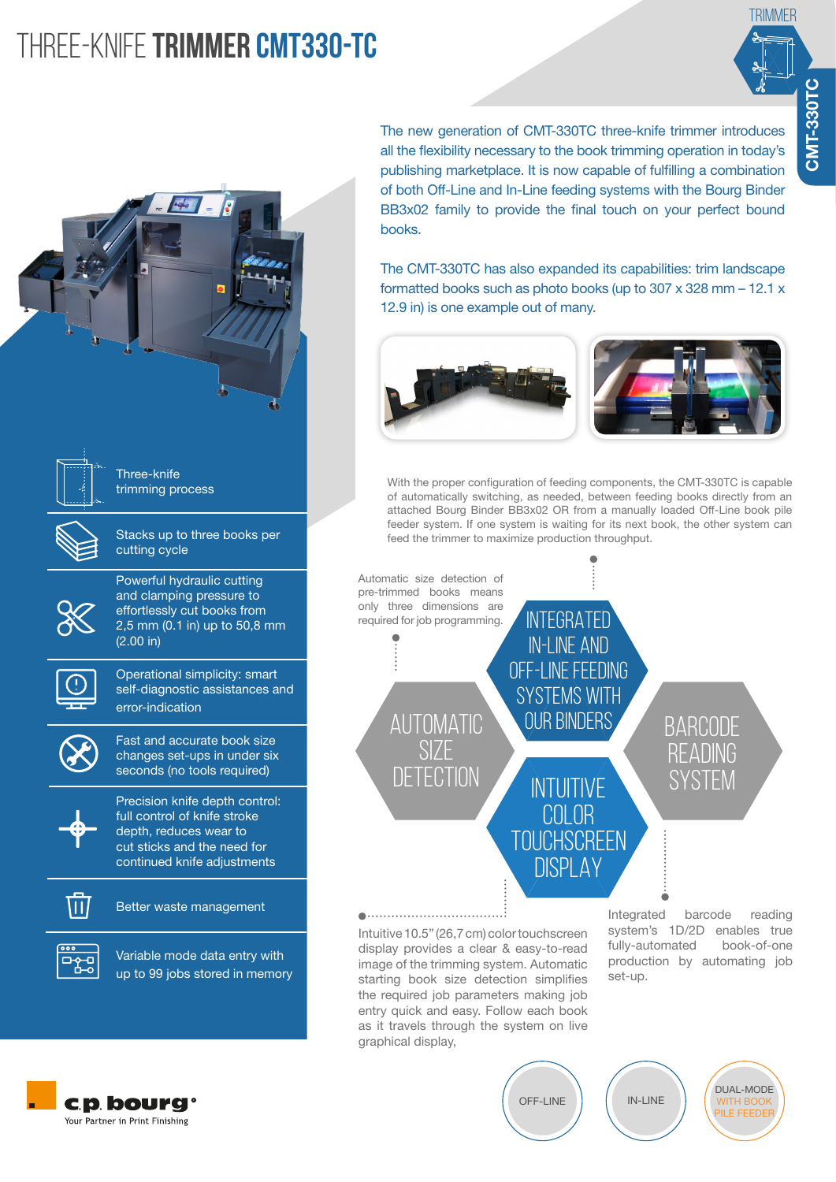# THREE-KNIFE **TRIMMER CMT330-TC**

TRIMMER

CMT-330TC

The new generation of CMT-330TC three-knife trimmer introduces all the flexibility necessary to the book trimming operation in today's publishing marketplace. It is now capable of fulfilling a combination of both Off-Line and In-Line feeding systems with the Bourg Binder BB3x02 family to provide the final touch on your perfect bound books.

The CMT-330TC has also expanded its capabilities: trim landscape formatted books such as photo books (up to 307 x 328 mm – 12.1 x 12.9 in) is one example out of many.

- Three-knife trimming process
- Stacks up to three books per cutting cycle
- Powerful hydraulic cutting and clamping pressure to effortlessly cut books from 2,5 mm (0.1 in) up to 50,8 mm (2.00 in)
- Operational simplicity: smart self-diagnostic assistances and error-indication
- Fast and accurate book size changes set-ups in under six seconds (no tools required)
- Precision knife depth control: full control of knife stroke depth, reduces wear to cut sticks and the need for continued knife adjustments
- Better waste management
- Variable mode data entry with up to 99 jobs stored in memory

With the proper configuration of feeding components, the CMT-330TC is capable of automatically switching, as needed, between feeding books directly from an attached Bourg Binder BB3x02 OR from a manually loaded Off-Line book pile feeder system. If one system is waiting for its next book, the other system can feed the trimmer to maximize production throughput.

**INTEGRATED IN-LINE AND OFF-LINE FEEDING SYSTEMS WITH OUR BINDERS**

**AUTOMATIC SIZE DETECTION**

Automatic size detection of pre-trimmed books means only three dimensions are required for job programming.

**BARCODE READING SYSTEM**

Integrated barcode reading system's 1D/2D enables true fully-automated book-of-one production by automating job set-up.

**INTUITIVE COLOR TOUCHSCREEN DISPLAY**

Intuitive 10.5" (26,7 cm) color touchscreen display provides a clear & easy-to-read image of the trimming system. Automatic starting book size detection simplifies the required job parameters making job entry quick and easy. Follow each book as it travels through the system on live graphical display,

OFF-LINE | IN-LINE | DUAL-MODE WITH BOOK PILE FEEDER

c.p. bourg
Your Partner in Print Finishing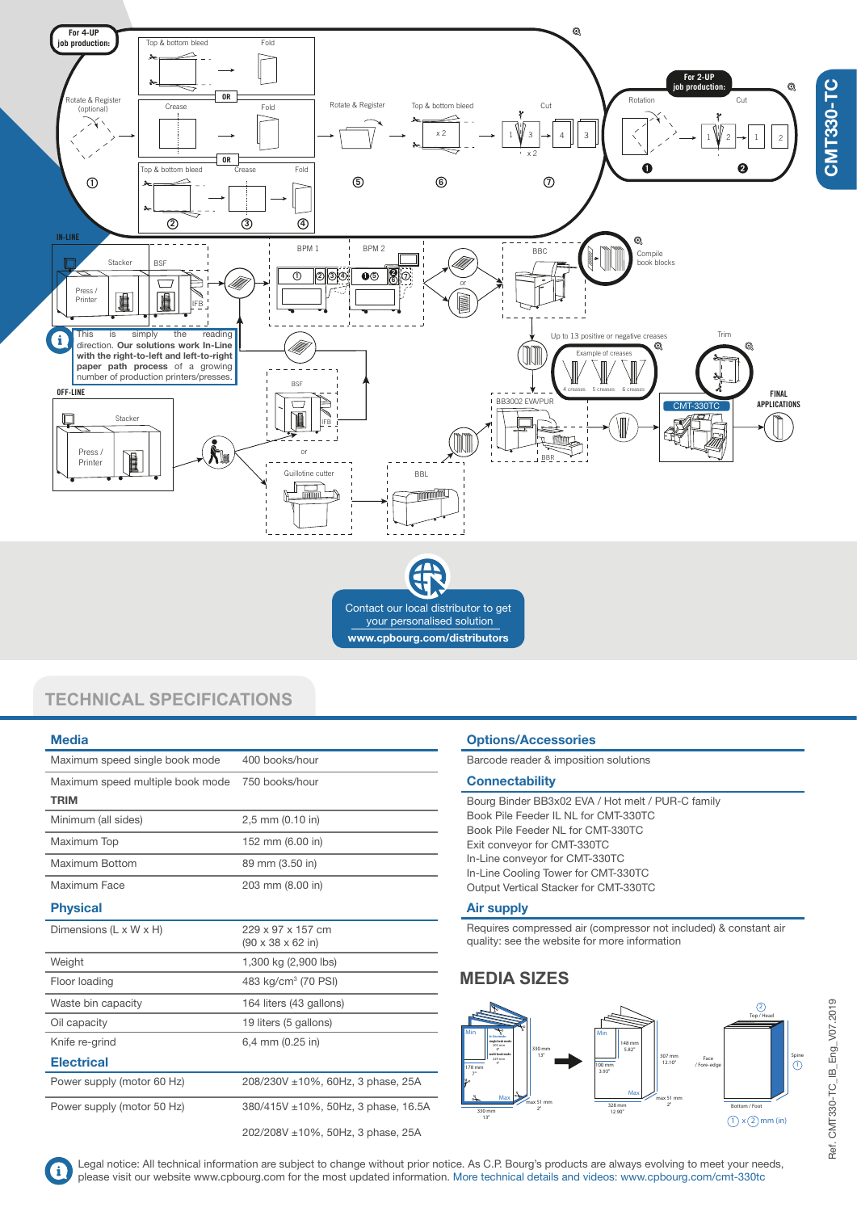**For 4-UP job production:**

Rotate & Register (optional)

Top & bottom bleed — Fold

OR

Crease — Fold

OR

Top & bottom bleed — Crease — Fold

Rotate & Register — Top & bottom bleed — Cut

**For 2-UP job production:**

Rotation — Cut

CMT330-TC

IN-LINE

Stacker — BSF — Press / Printer — IFB — BPM 1 — BPM 2 — or — BBC — Compile book blocks

This is simply the reading direction. **Our solutions work In-Line with the right-to-left and left-to-right paper path process** of a growing number of production printers/presses.

OFF-LINE

Stacker — Press / Printer — BSF — IFB — or — Guillotine cutter — BBL

Up to 13 positive or negative creases

Example of creases: 4 creases, 5 creases, 6 creases

BB3002 EVA/PUR — BBR — CMT-330TC — Trim

FINAL APPLICATIONS

Contact our local distributor to get your personalised solution
**www.cpbourg.com/distributors**

## TECHNICAL SPECIFICATIONS

### Media

| | |
|---|---|
| Maximum speed single book mode | 400 books/hour |
| Maximum speed multiple book mode | 750 books/hour |
| **TRIM** | |
| Minimum (all sides) | 2,5 mm (0.10 in) |
| Maximum Top | 152 mm (6.00 in) |
| Maximum Bottom | 89 mm (3.50 in) |
| Maximum Face | 203 mm (8.00 in) |

### Physical

| | |
|---|---|
| Dimensions (L x W x H) | 229 x 97 x 157 cm (90 x 38 x 62 in) |
| Weight | 1,300 kg (2,900 lbs) |
| Floor loading | 483 kg/cm³ (70 PSI) |
| Waste bin capacity | 164 liters (43 gallons) |
| Oil capacity | 19 liters (5 gallons) |
| Knife re-grind | 6,4 mm (0.25 in) |

### Electrical

| | |
|---|---|
| Power supply (motor 60 Hz) | 208/230V ±10%, 60Hz, 3 phase, 25A |
| Power supply (motor 50 Hz) | 380/415V ±10%, 50Hz, 3 phase, 16.5A |
| | 202/208V ±10%, 50Hz, 3 phase, 25A |

### Options/Accessories

Barcode reader & imposition solutions

### Connectability

Bourg Binder BB3x02 EVA / Hot melt / PUR-C family
Book Pile Feeder IL NL for CMT-330TC
Book Pile Feeder NL for CMT-330TC
Exit conveyor for CMT-330TC
In-Line conveyor for CMT-330TC
In-Line Cooling Tower for CMT-330TC
Output Vertical Stacker for CMT-330TC

### Air supply

Requires compressed air (compressor not included) & constant air quality: see the website for more information

## MEDIA SIZES

Min — Max — 178 mm 7" — 330 mm 13" — 330 mm 13" — max 51 mm 2"

Min — Max — 148 mm 5.82" — 100 mm 3.93" — 307 mm 12.10" — 328 mm 12.90" — max 51 mm 2"

Top / Head — Face / Fore-edge — Spine — Bottom / Foot

① x ② mm (in)

Ref. CMT330-TC_IB_Eng_V07.2019

Legal notice: All technical information are subject to change without prior notice. As C.P. Bourg's products are always evolving to meet your needs, please visit our website www.cpbourg.com for the most updated information. More technical details and videos: www.cpbourg.com/cmt-330tc